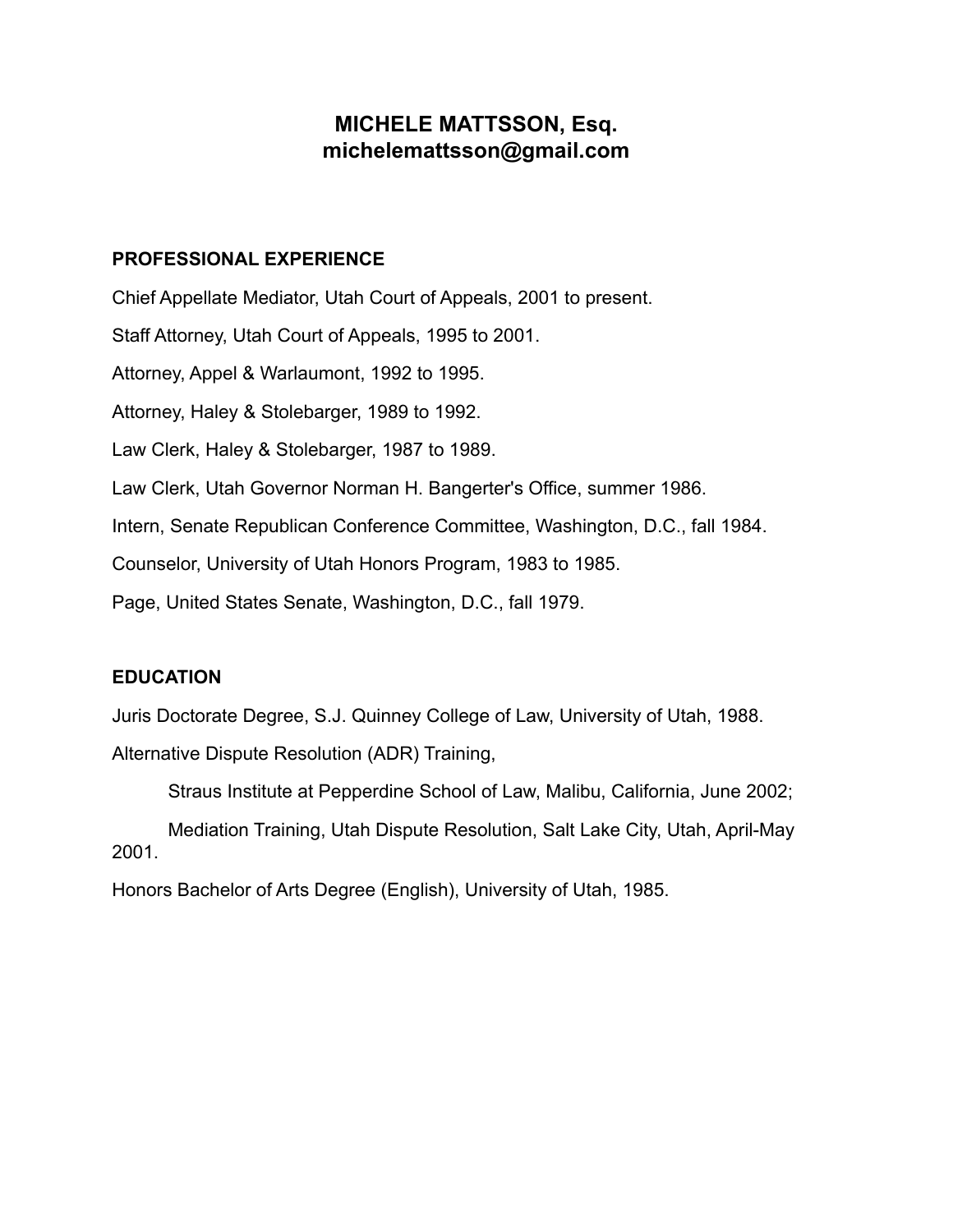# MICHELE MATTSSON, Esq.
# michelemattsson@gmail.com

## PROFESSIONAL EXPERIENCE

Chief Appellate Mediator, Utah Court of Appeals, 2001 to present.

Staff Attorney, Utah Court of Appeals, 1995 to 2001.

Attorney, Appel & Warlaumont, 1992 to 1995.

Attorney, Haley & Stolebarger, 1989 to 1992.

Law Clerk, Haley & Stolebarger, 1987 to 1989.

Law Clerk, Utah Governor Norman H. Bangerter's Office, summer 1986.

Intern, Senate Republican Conference Committee, Washington, D.C., fall 1984.

Counselor, University of Utah Honors Program, 1983 to 1985.

Page, United States Senate, Washington, D.C., fall 1979.

## EDUCATION

Juris Doctorate Degree, S.J. Quinney College of Law, University of Utah, 1988.

Alternative Dispute Resolution (ADR) Training,

Straus Institute at Pepperdine School of Law, Malibu, California, June 2002;

Mediation Training, Utah Dispute Resolution, Salt Lake City, Utah, April-May 2001.

Honors Bachelor of Arts Degree (English), University of Utah, 1985.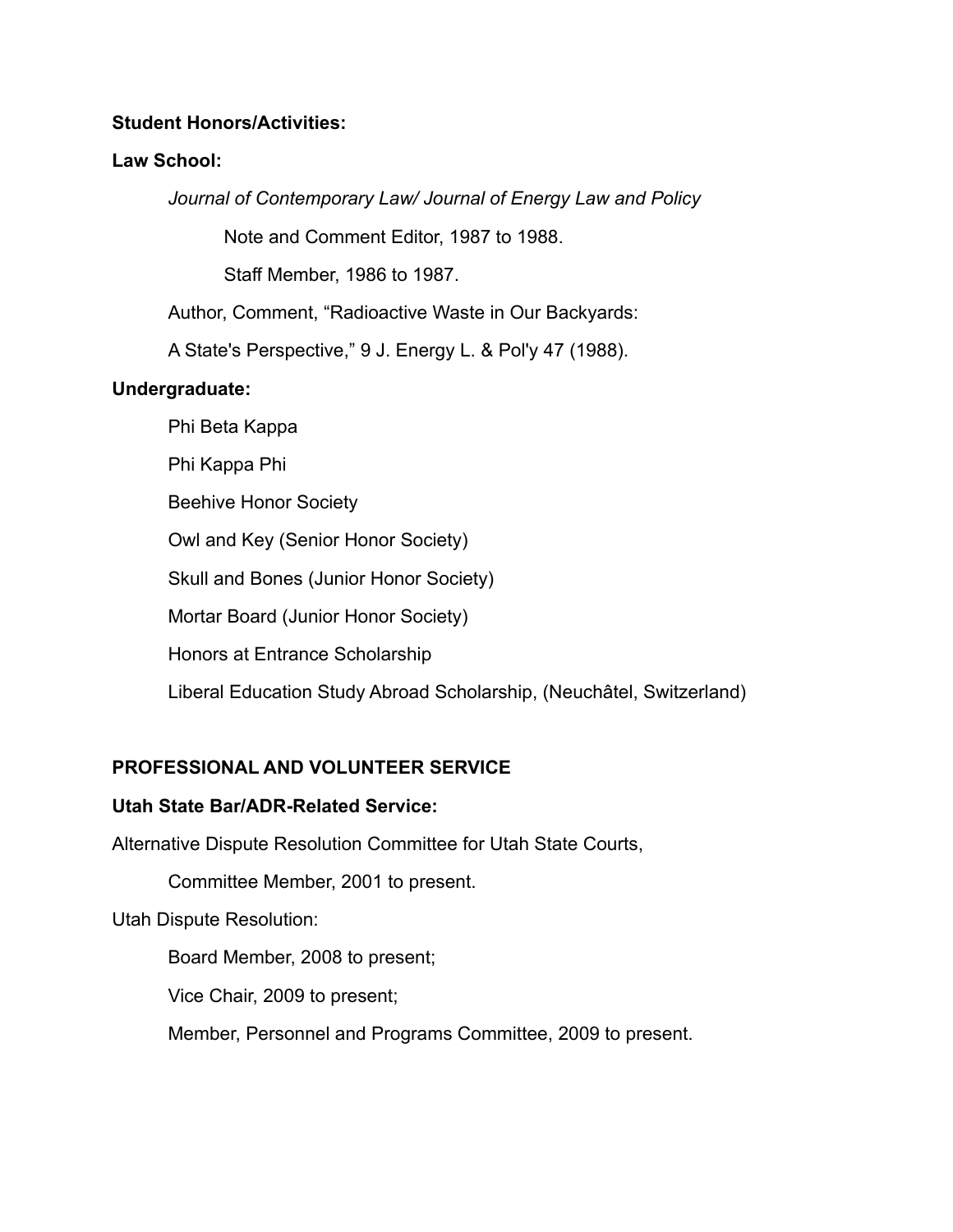**Student Honors/Activities:**

**Law School:**

*Journal of Contemporary Law/ Journal of Energy Law and Policy*

Note and Comment Editor, 1987 to 1988.

Staff Member, 1986 to 1987.

Author, Comment, “Radioactive Waste in Our Backyards:

A State's Perspective,” 9 J. Energy L. & Pol'y 47 (1988).

**Undergraduate:**

Phi Beta Kappa

Phi Kappa Phi

Beehive Honor Society

Owl and Key (Senior Honor Society)

Skull and Bones (Junior Honor Society)

Mortar Board (Junior Honor Society)

Honors at Entrance Scholarship

Liberal Education Study Abroad Scholarship, (Neuchâtel, Switzerland)

**PROFESSIONAL AND VOLUNTEER SERVICE**

**Utah State Bar/ADR-Related Service:**

Alternative Dispute Resolution Committee for Utah State Courts,

Committee Member, 2001 to present.

Utah Dispute Resolution:

Board Member, 2008 to present;

Vice Chair, 2009 to present;

Member, Personnel and Programs Committee, 2009 to present.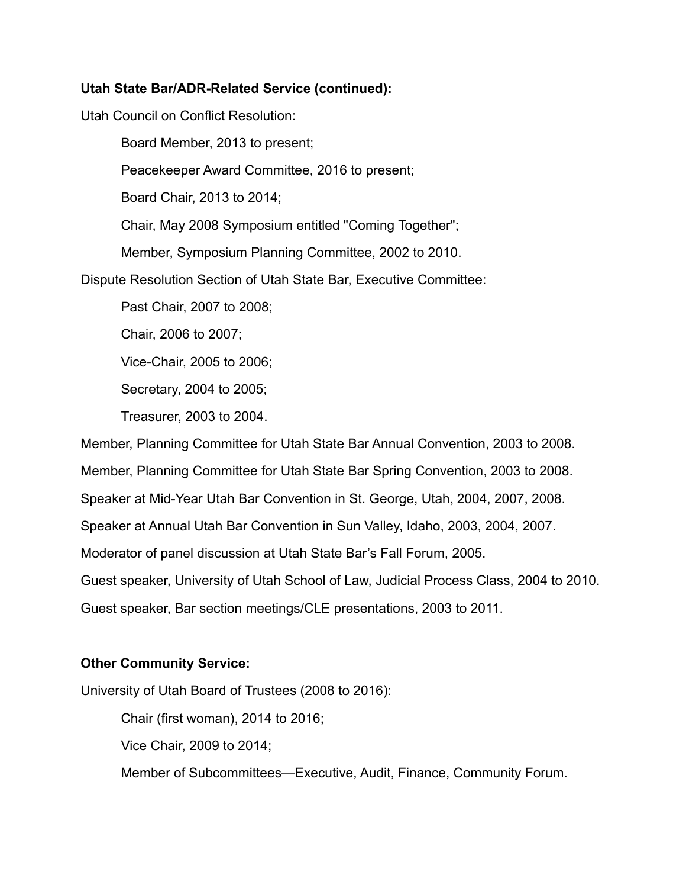**Utah State Bar/ADR-Related Service (continued):**

Utah Council on Conflict Resolution:

- Board Member, 2013 to present;
- Peacekeeper Award Committee, 2016 to present;
- Board Chair, 2013 to 2014;
- Chair, May 2008 Symposium entitled "Coming Together";
- Member, Symposium Planning Committee, 2002 to 2010.

Dispute Resolution Section of Utah State Bar, Executive Committee:

- Past Chair, 2007 to 2008;
- Chair, 2006 to 2007;
- Vice-Chair, 2005 to 2006;
- Secretary, 2004 to 2005;
- Treasurer, 2003 to 2004.

Member, Planning Committee for Utah State Bar Annual Convention, 2003 to 2008.

Member, Planning Committee for Utah State Bar Spring Convention, 2003 to 2008.

Speaker at Mid-Year Utah Bar Convention in St. George, Utah, 2004, 2007, 2008.

Speaker at Annual Utah Bar Convention in Sun Valley, Idaho, 2003, 2004, 2007.

Moderator of panel discussion at Utah State Bar's Fall Forum, 2005.

Guest speaker, University of Utah School of Law, Judicial Process Class, 2004 to 2010.

Guest speaker, Bar section meetings/CLE presentations, 2003 to 2011.

**Other Community Service:**

University of Utah Board of Trustees (2008 to 2016):

- Chair (first woman), 2014 to 2016;
- Vice Chair, 2009 to 2014;
- Member of Subcommittees—Executive, Audit, Finance, Community Forum.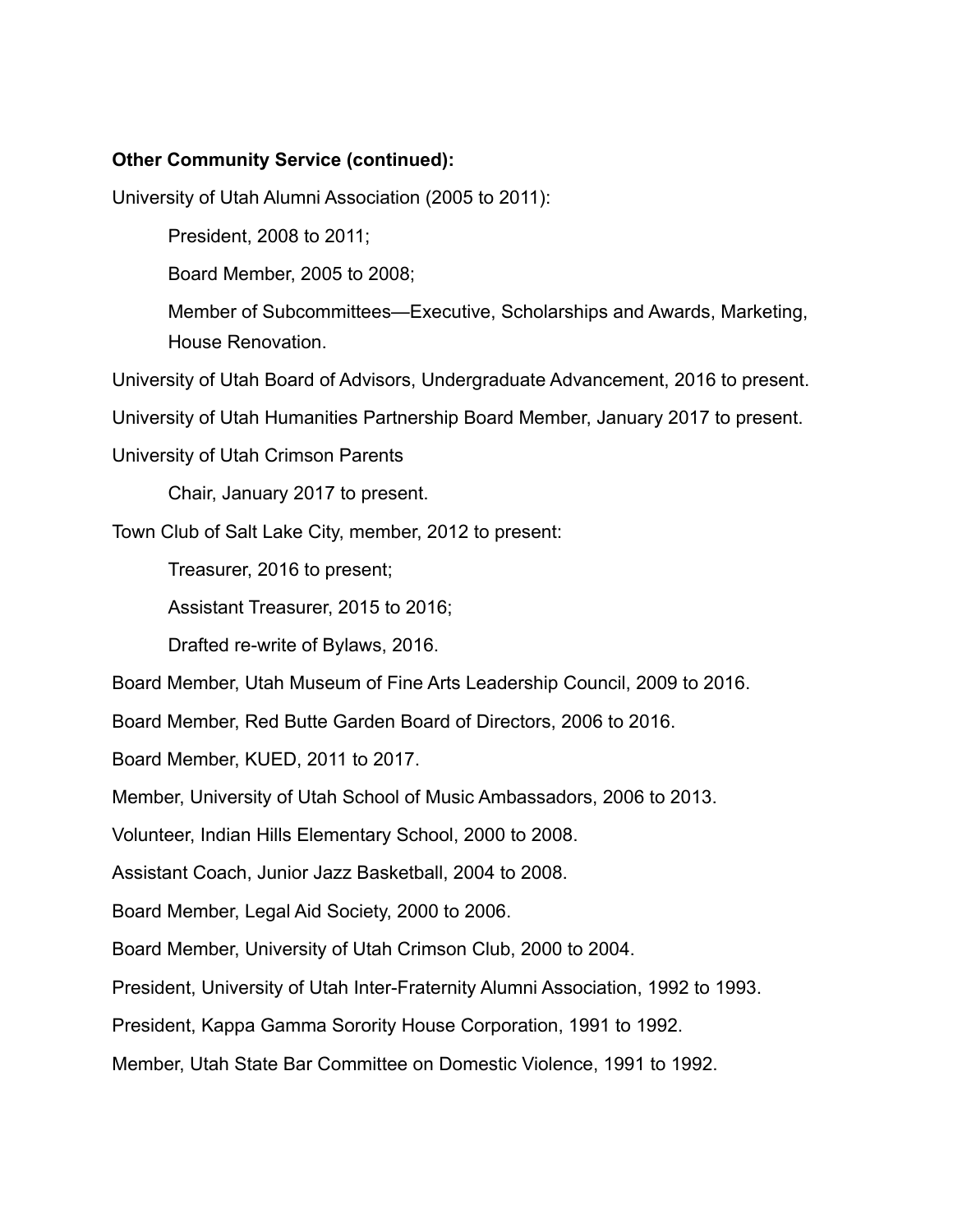**Other Community Service (continued):**

University of Utah Alumni Association (2005 to 2011):

- President, 2008 to 2011;
- Board Member, 2005 to 2008;
- Member of Subcommittees—Executive, Scholarships and Awards, Marketing, House Renovation.

University of Utah Board of Advisors, Undergraduate Advancement, 2016 to present.

University of Utah Humanities Partnership Board Member, January 2017 to present.

University of Utah Crimson Parents

- Chair, January 2017 to present.

Town Club of Salt Lake City, member, 2012 to present:

- Treasurer, 2016 to present;
- Assistant Treasurer, 2015 to 2016;
- Drafted re-write of Bylaws, 2016.

Board Member, Utah Museum of Fine Arts Leadership Council, 2009 to 2016.

Board Member, Red Butte Garden Board of Directors, 2006 to 2016.

Board Member, KUED, 2011 to 2017.

Member, University of Utah School of Music Ambassadors, 2006 to 2013.

Volunteer, Indian Hills Elementary School, 2000 to 2008.

Assistant Coach, Junior Jazz Basketball, 2004 to 2008.

Board Member, Legal Aid Society, 2000 to 2006.

Board Member, University of Utah Crimson Club, 2000 to 2004.

President, University of Utah Inter-Fraternity Alumni Association, 1992 to 1993.

President, Kappa Gamma Sorority House Corporation, 1991 to 1992.

Member, Utah State Bar Committee on Domestic Violence, 1991 to 1992.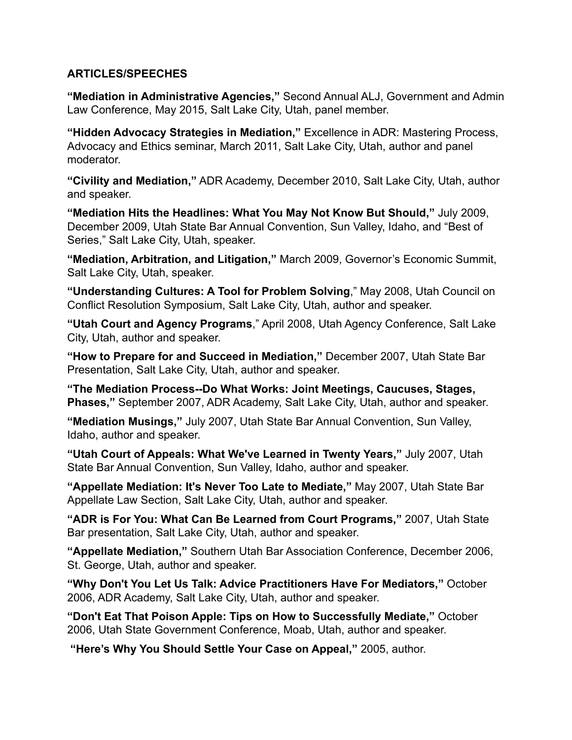**ARTICLES/SPEECHES**

**"Mediation in Administrative Agencies,"** Second Annual ALJ, Government and Admin Law Conference, May 2015, Salt Lake City, Utah, panel member.

**"Hidden Advocacy Strategies in Mediation,"** Excellence in ADR: Mastering Process, Advocacy and Ethics seminar, March 2011, Salt Lake City, Utah, author and panel moderator.

**"Civility and Mediation,"** ADR Academy, December 2010, Salt Lake City, Utah, author and speaker.

**"Mediation Hits the Headlines: What You May Not Know But Should,"** July 2009, December 2009, Utah State Bar Annual Convention, Sun Valley, Idaho, and "Best of Series," Salt Lake City, Utah, speaker.

**"Mediation, Arbitration, and Litigation,"** March 2009, Governor's Economic Summit, Salt Lake City, Utah, speaker.

**"Understanding Cultures: A Tool for Problem Solving**," May 2008, Utah Council on Conflict Resolution Symposium, Salt Lake City, Utah, author and speaker.

**"Utah Court and Agency Programs**," April 2008, Utah Agency Conference, Salt Lake City, Utah, author and speaker.

**"How to Prepare for and Succeed in Mediation,"** December 2007, Utah State Bar Presentation, Salt Lake City, Utah, author and speaker.

**"The Mediation Process--Do What Works: Joint Meetings, Caucuses, Stages, Phases,"** September 2007, ADR Academy, Salt Lake City, Utah, author and speaker.

**"Mediation Musings,"** July 2007, Utah State Bar Annual Convention, Sun Valley, Idaho, author and speaker.

**"Utah Court of Appeals: What We've Learned in Twenty Years,"** July 2007, Utah State Bar Annual Convention, Sun Valley, Idaho, author and speaker.

**"Appellate Mediation: It's Never Too Late to Mediate,"** May 2007, Utah State Bar Appellate Law Section, Salt Lake City, Utah, author and speaker.

**"ADR is For You: What Can Be Learned from Court Programs,"** 2007, Utah State Bar presentation, Salt Lake City, Utah, author and speaker.

**"Appellate Mediation,"** Southern Utah Bar Association Conference, December 2006, St. George, Utah, author and speaker.

**"Why Don't You Let Us Talk: Advice Practitioners Have For Mediators,"** October 2006, ADR Academy, Salt Lake City, Utah, author and speaker.

**"Don't Eat That Poison Apple: Tips on How to Successfully Mediate,"** October 2006, Utah State Government Conference, Moab, Utah, author and speaker.

**"Here's Why You Should Settle Your Case on Appeal,"** 2005, author.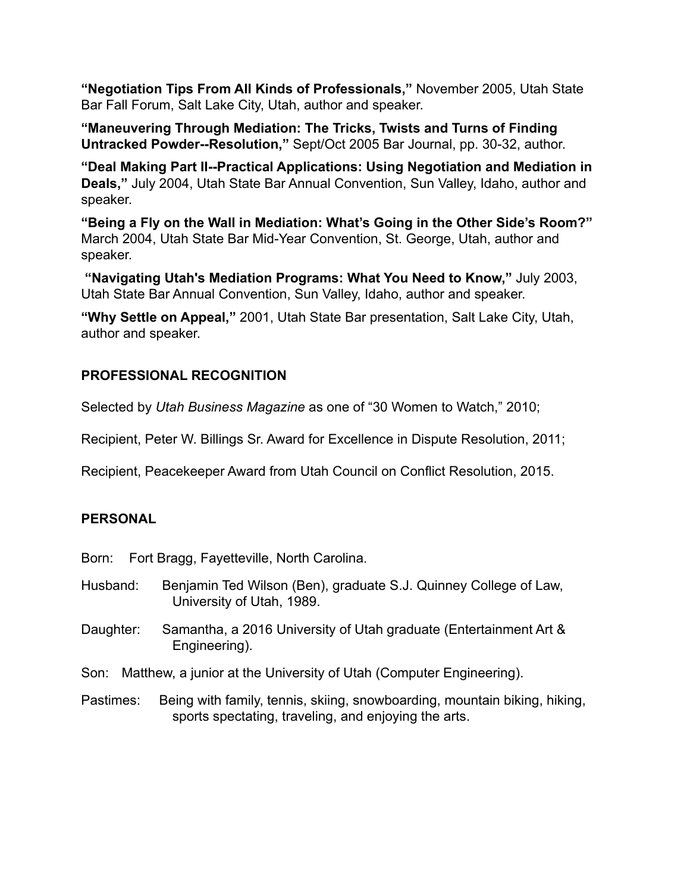**"Negotiation Tips From All Kinds of Professionals,"** November 2005, Utah State Bar Fall Forum, Salt Lake City, Utah, author and speaker.

**"Maneuvering Through Mediation: The Tricks, Twists and Turns of Finding Untracked Powder--Resolution,"** Sept/Oct 2005 Bar Journal, pp. 30-32, author.

**"Deal Making Part II--Practical Applications: Using Negotiation and Mediation in Deals,"** July 2004, Utah State Bar Annual Convention, Sun Valley, Idaho, author and speaker.

**"Being a Fly on the Wall in Mediation: What's Going in the Other Side's Room?"** March 2004, Utah State Bar Mid-Year Convention, St. George, Utah, author and speaker.

**"Navigating Utah's Mediation Programs: What You Need to Know,"** July 2003, Utah State Bar Annual Convention, Sun Valley, Idaho, author and speaker.

**"Why Settle on Appeal,"** 2001, Utah State Bar presentation, Salt Lake City, Utah, author and speaker.

## PROFESSIONAL RECOGNITION

Selected by *Utah Business Magazine* as one of "30 Women to Watch," 2010;

Recipient, Peter W. Billings Sr. Award for Excellence in Dispute Resolution, 2011;

Recipient, Peacekeeper Award from Utah Council on Conflict Resolution, 2015.

## PERSONAL

Born: Fort Bragg, Fayetteville, North Carolina.

Husband: Benjamin Ted Wilson (Ben), graduate S.J. Quinney College of Law, University of Utah, 1989.

Daughter: Samantha, a 2016 University of Utah graduate (Entertainment Art & Engineering).

Son: Matthew, a junior at the University of Utah (Computer Engineering).

Pastimes: Being with family, tennis, skiing, snowboarding, mountain biking, hiking, sports spectating, traveling, and enjoying the arts.